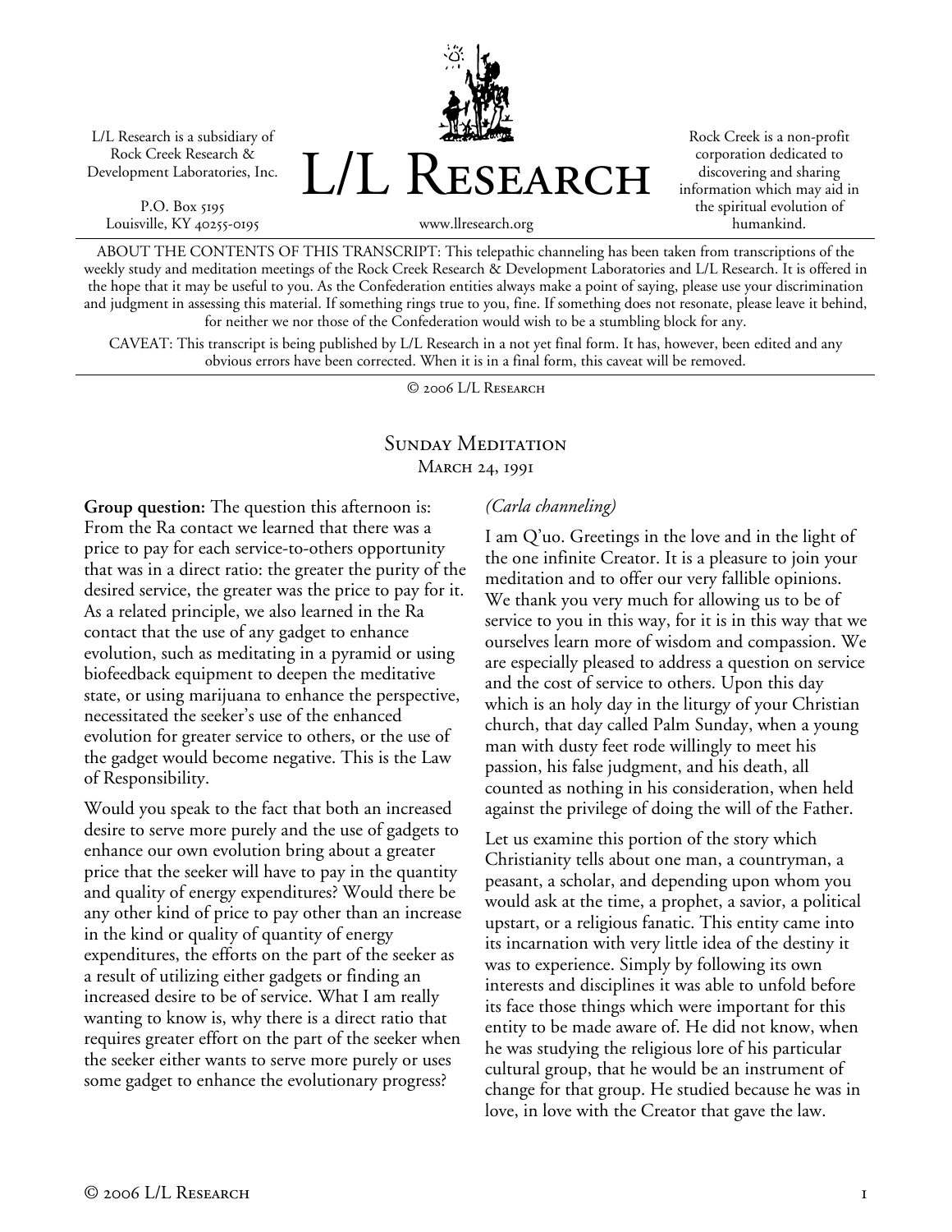L/L Research is a subsidiary of Rock Creek Research & Development Laboratories, Inc.

P.O. Box 5195
Louisville, KY 40255-0195

# L/L Research

www.llresearch.org

Rock Creek is a non-profit corporation dedicated to discovering and sharing information which may aid in the spiritual evolution of humankind.

ABOUT THE CONTENTS OF THIS TRANSCRIPT: This telepathic channeling has been taken from transcriptions of the weekly study and meditation meetings of the Rock Creek Research & Development Laboratories and L/L Research. It is offered in the hope that it may be useful to you. As the Confederation entities always make a point of saying, please use your discrimination and judgment in assessing this material. If something rings true to you, fine. If something does not resonate, please leave it behind, for neither we nor those of the Confederation would wish to be a stumbling block for any.

CAVEAT: This transcript is being published by L/L Research in a not yet final form. It has, however, been edited and any obvious errors have been corrected. When it is in a final form, this caveat will be removed.

© 2006 L/L Research

## Sunday Meditation
### March 24, 1991

**Group question:** The question this afternoon is: From the Ra contact we learned that there was a price to pay for each service-to-others opportunity that was in a direct ratio: the greater the purity of the desired service, the greater was the price to pay for it. As a related principle, we also learned in the Ra contact that the use of any gadget to enhance evolution, such as meditating in a pyramid or using biofeedback equipment to deepen the meditative state, or using marijuana to enhance the perspective, necessitated the seeker's use of the enhanced evolution for greater service to others, or the use of the gadget would become negative. This is the Law of Responsibility.

Would you speak to the fact that both an increased desire to serve more purely and the use of gadgets to enhance our own evolution bring about a greater price that the seeker will have to pay in the quantity and quality of energy expenditures? Would there be any other kind of price to pay other than an increase in the kind or quality of quantity of energy expenditures, the efforts on the part of the seeker as a result of utilizing either gadgets or finding an increased desire to be of service. What I am really wanting to know is, why there is a direct ratio that requires greater effort on the part of the seeker when the seeker either wants to serve more purely or uses some gadget to enhance the evolutionary progress?

*(Carla channeling)*

I am Q'uo. Greetings in the love and in the light of the one infinite Creator. It is a pleasure to join your meditation and to offer our very fallible opinions. We thank you very much for allowing us to be of service to you in this way, for it is in this way that we ourselves learn more of wisdom and compassion. We are especially pleased to address a question on service and the cost of service to others. Upon this day which is an holy day in the liturgy of your Christian church, that day called Palm Sunday, when a young man with dusty feet rode willingly to meet his passion, his false judgment, and his death, all counted as nothing in his consideration, when held against the privilege of doing the will of the Father.

Let us examine this portion of the story which Christianity tells about one man, a countryman, a peasant, a scholar, and depending upon whom you would ask at the time, a prophet, a savior, a political upstart, or a religious fanatic. This entity came into its incarnation with very little idea of the destiny it was to experience. Simply by following its own interests and disciplines it was able to unfold before its face those things which were important for this entity to be made aware of. He did not know, when he was studying the religious lore of his particular cultural group, that he would be an instrument of change for that group. He studied because he was in love, in love with the Creator that gave the law.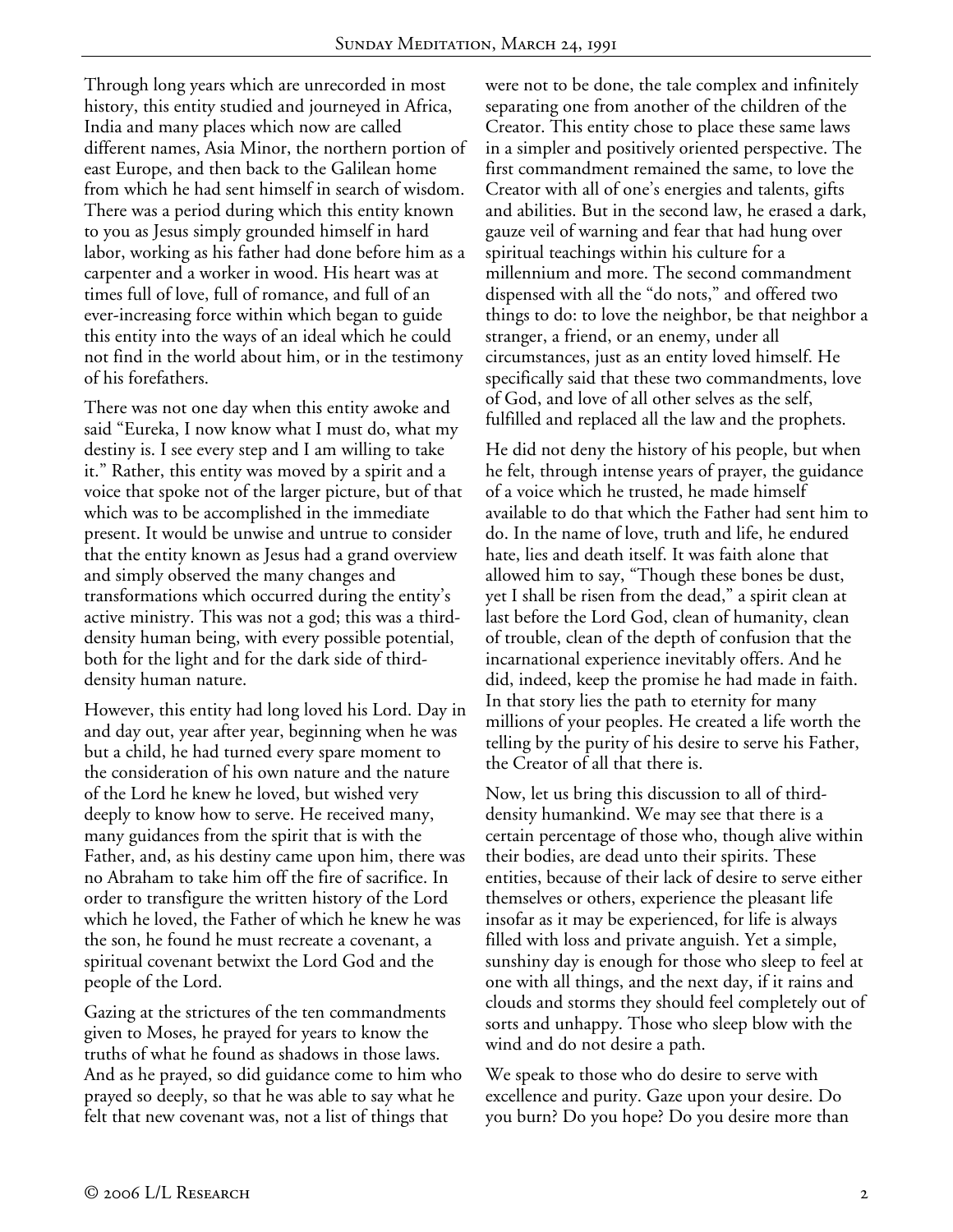Through long years which are unrecorded in most history, this entity studied and journeyed in Africa, India and many places which now are called different names, Asia Minor, the northern portion of east Europe, and then back to the Galilean home from which he had sent himself in search of wisdom. There was a period during which this entity known to you as Jesus simply grounded himself in hard labor, working as his father had done before him as a carpenter and a worker in wood. His heart was at times full of love, full of romance, and full of an ever-increasing force within which began to guide this entity into the ways of an ideal which he could not find in the world about him, or in the testimony of his forefathers.

There was not one day when this entity awoke and said "Eureka, I now know what I must do, what my destiny is. I see every step and I am willing to take it." Rather, this entity was moved by a spirit and a voice that spoke not of the larger picture, but of that which was to be accomplished in the immediate present. It would be unwise and untrue to consider that the entity known as Jesus had a grand overview and simply observed the many changes and transformations which occurred during the entity's active ministry. This was not a god; this was a third-density human being, with every possible potential, both for the light and for the dark side of third-density human nature.

However, this entity had long loved his Lord. Day in and day out, year after year, beginning when he was but a child, he had turned every spare moment to the consideration of his own nature and the nature of the Lord he knew he loved, but wished very deeply to know how to serve. He received many, many guidances from the spirit that is with the Father, and, as his destiny came upon him, there was no Abraham to take him off the fire of sacrifice. In order to transfigure the written history of the Lord which he loved, the Father of which he knew he was the son, he found he must recreate a covenant, a spiritual covenant betwixt the Lord God and the people of the Lord.

Gazing at the strictures of the ten commandments given to Moses, he prayed for years to know the truths of what he found as shadows in those laws. And as he prayed, so did guidance come to him who prayed so deeply, so that he was able to say what he felt that new covenant was, not a list of things that were not to be done, the tale complex and infinitely separating one from another of the children of the Creator. This entity chose to place these same laws in a simpler and positively oriented perspective. The first commandment remained the same, to love the Creator with all of one's energies and talents, gifts and abilities. But in the second law, he erased a dark, gauze veil of warning and fear that had hung over spiritual teachings within his culture for a millennium and more. The second commandment dispensed with all the "do nots," and offered two things to do: to love the neighbor, be that neighbor a stranger, a friend, or an enemy, under all circumstances, just as an entity loved himself. He specifically said that these two commandments, love of God, and love of all other selves as the self, fulfilled and replaced all the law and the prophets.

He did not deny the history of his people, but when he felt, through intense years of prayer, the guidance of a voice which he trusted, he made himself available to do that which the Father had sent him to do. In the name of love, truth and life, he endured hate, lies and death itself. It was faith alone that allowed him to say, "Though these bones be dust, yet I shall be risen from the dead," a spirit clean at last before the Lord God, clean of humanity, clean of trouble, clean of the depth of confusion that the incarnational experience inevitably offers. And he did, indeed, keep the promise he had made in faith. In that story lies the path to eternity for many millions of your peoples. He created a life worth the telling by the purity of his desire to serve his Father, the Creator of all that there is.

Now, let us bring this discussion to all of third-density humankind. We may see that there is a certain percentage of those who, though alive within their bodies, are dead unto their spirits. These entities, because of their lack of desire to serve either themselves or others, experience the pleasant life insofar as it may be experienced, for life is always filled with loss and private anguish. Yet a simple, sunshiny day is enough for those who sleep to feel at one with all things, and the next day, if it rains and clouds and storms they should feel completely out of sorts and unhappy. Those who sleep blow with the wind and do not desire a path.

We speak to those who do desire to serve with excellence and purity. Gaze upon your desire. Do you burn? Do you hope? Do you desire more than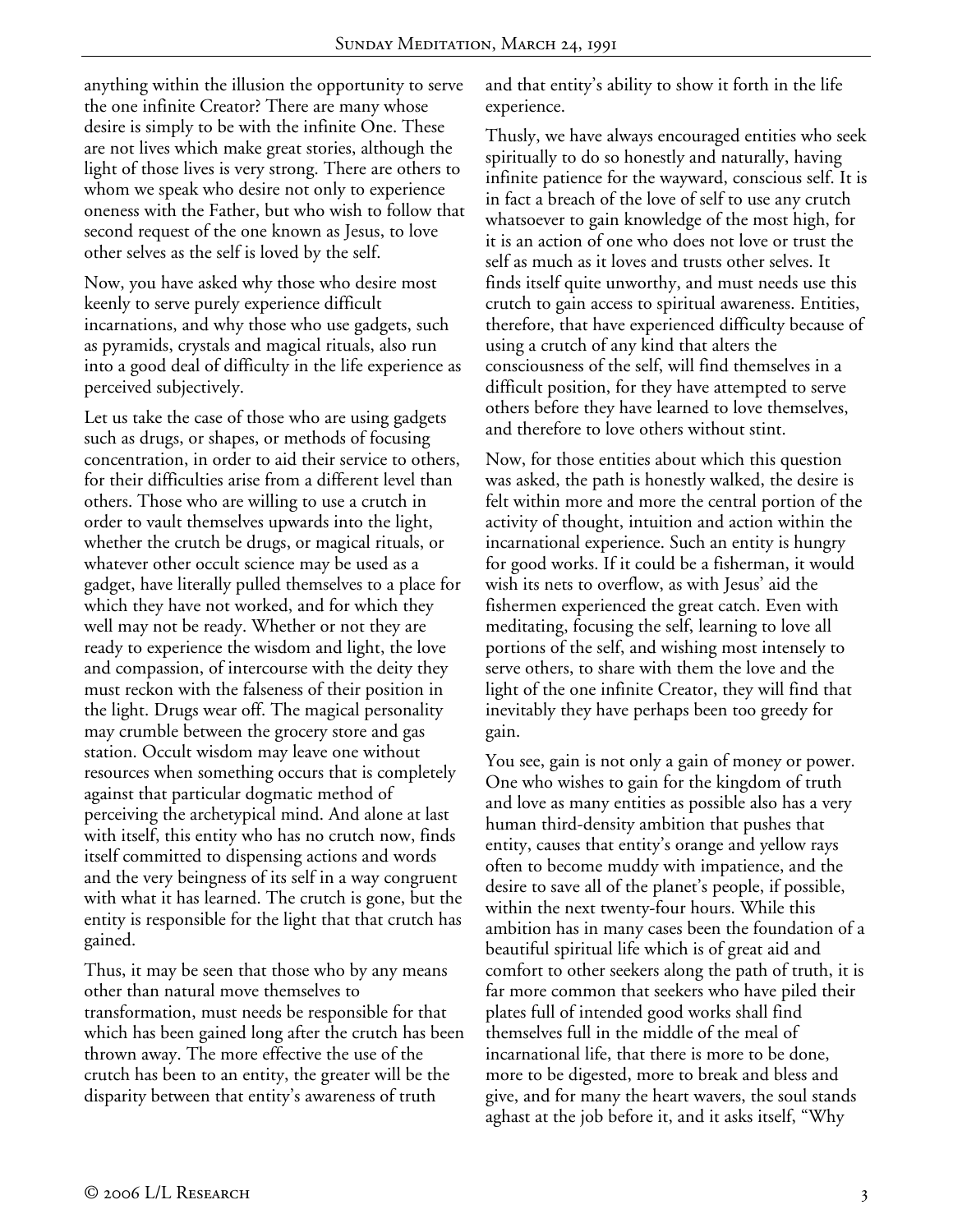anything within the illusion the opportunity to serve the one infinite Creator? There are many whose desire is simply to be with the infinite One. These are not lives which make great stories, although the light of those lives is very strong. There are others to whom we speak who desire not only to experience oneness with the Father, but who wish to follow that second request of the one known as Jesus, to love other selves as the self is loved by the self.

Now, you have asked why those who desire most keenly to serve purely experience difficult incarnations, and why those who use gadgets, such as pyramids, crystals and magical rituals, also run into a good deal of difficulty in the life experience as perceived subjectively.

Let us take the case of those who are using gadgets such as drugs, or shapes, or methods of focusing concentration, in order to aid their service to others, for their difficulties arise from a different level than others. Those who are willing to use a crutch in order to vault themselves upwards into the light, whether the crutch be drugs, or magical rituals, or whatever other occult science may be used as a gadget, have literally pulled themselves to a place for which they have not worked, and for which they well may not be ready. Whether or not they are ready to experience the wisdom and light, the love and compassion, of intercourse with the deity they must reckon with the falseness of their position in the light. Drugs wear off. The magical personality may crumble between the grocery store and gas station. Occult wisdom may leave one without resources when something occurs that is completely against that particular dogmatic method of perceiving the archetypical mind. And alone at last with itself, this entity who has no crutch now, finds itself committed to dispensing actions and words and the very beingness of its self in a way congruent with what it has learned. The crutch is gone, but the entity is responsible for the light that that crutch has gained.

Thus, it may be seen that those who by any means other than natural move themselves to transformation, must needs be responsible for that which has been gained long after the crutch has been thrown away. The more effective the use of the crutch has been to an entity, the greater will be the disparity between that entity's awareness of truth and that entity's ability to show it forth in the life experience.

Thusly, we have always encouraged entities who seek spiritually to do so honestly and naturally, having infinite patience for the wayward, conscious self. It is in fact a breach of the love of self to use any crutch whatsoever to gain knowledge of the most high, for it is an action of one who does not love or trust the self as much as it loves and trusts other selves. It finds itself quite unworthy, and must needs use this crutch to gain access to spiritual awareness. Entities, therefore, that have experienced difficulty because of using a crutch of any kind that alters the consciousness of the self, will find themselves in a difficult position, for they have attempted to serve others before they have learned to love themselves, and therefore to love others without stint.

Now, for those entities about which this question was asked, the path is honestly walked, the desire is felt within more and more the central portion of the activity of thought, intuition and action within the incarnational experience. Such an entity is hungry for good works. If it could be a fisherman, it would wish its nets to overflow, as with Jesus' aid the fishermen experienced the great catch. Even with meditating, focusing the self, learning to love all portions of the self, and wishing most intensely to serve others, to share with them the love and the light of the one infinite Creator, they will find that inevitably they have perhaps been too greedy for gain.

You see, gain is not only a gain of money or power. One who wishes to gain for the kingdom of truth and love as many entities as possible also has a very human third-density ambition that pushes that entity, causes that entity's orange and yellow rays often to become muddy with impatience, and the desire to save all of the planet's people, if possible, within the next twenty-four hours. While this ambition has in many cases been the foundation of a beautiful spiritual life which is of great aid and comfort to other seekers along the path of truth, it is far more common that seekers who have piled their plates full of intended good works shall find themselves full in the middle of the meal of incarnational life, that there is more to be done, more to be digested, more to break and bless and give, and for many the heart wavers, the soul stands aghast at the job before it, and it asks itself, "Why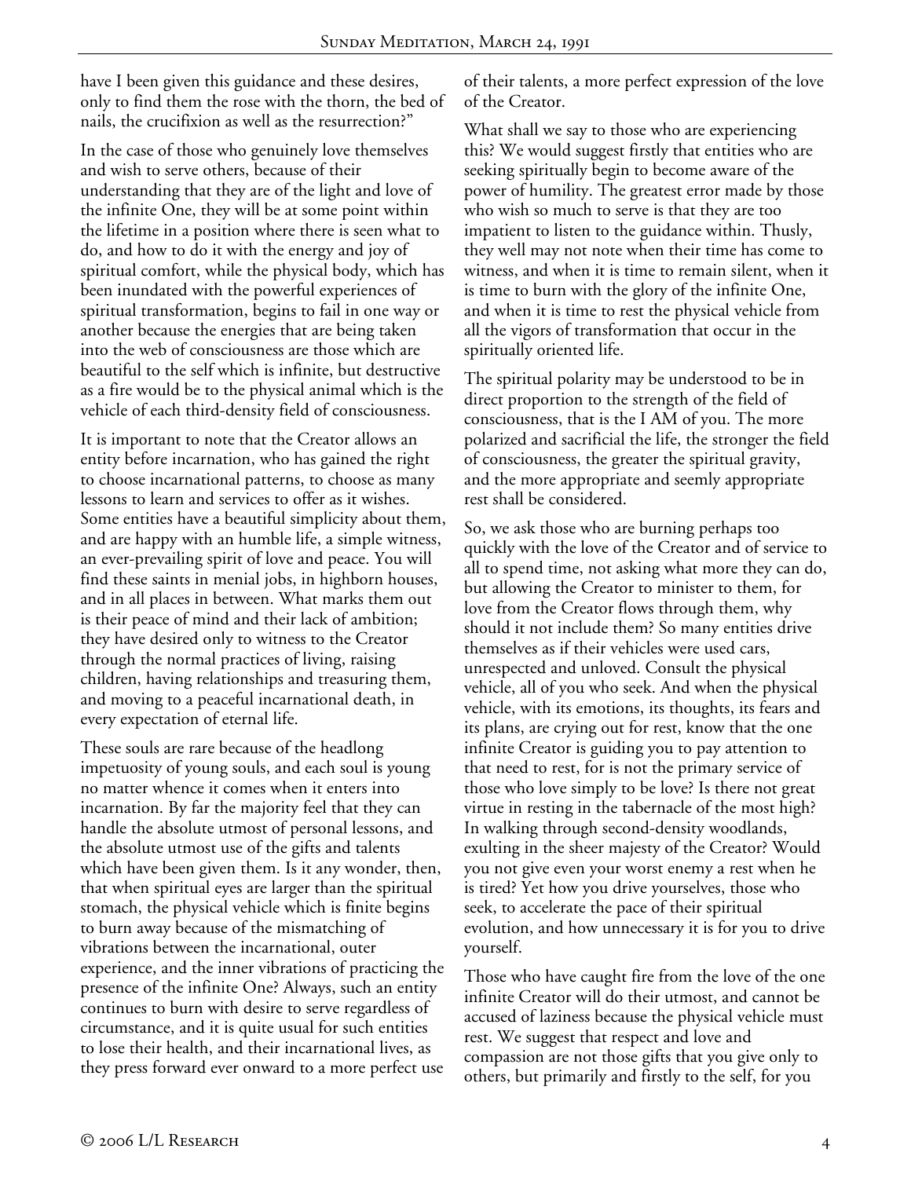have I been given this guidance and these desires, only to find them the rose with the thorn, the bed of nails, the crucifixion as well as the resurrection?"

In the case of those who genuinely love themselves and wish to serve others, because of their understanding that they are of the light and love of the infinite One, they will be at some point within the lifetime in a position where there is seen what to do, and how to do it with the energy and joy of spiritual comfort, while the physical body, which has been inundated with the powerful experiences of spiritual transformation, begins to fail in one way or another because the energies that are being taken into the web of consciousness are those which are beautiful to the self which is infinite, but destructive as a fire would be to the physical animal which is the vehicle of each third-density field of consciousness.

It is important to note that the Creator allows an entity before incarnation, who has gained the right to choose incarnational patterns, to choose as many lessons to learn and services to offer as it wishes. Some entities have a beautiful simplicity about them, and are happy with an humble life, a simple witness, an ever-prevailing spirit of love and peace. You will find these saints in menial jobs, in highborn houses, and in all places in between. What marks them out is their peace of mind and their lack of ambition; they have desired only to witness to the Creator through the normal practices of living, raising children, having relationships and treasuring them, and moving to a peaceful incarnational death, in every expectation of eternal life.

These souls are rare because of the headlong impetuosity of young souls, and each soul is young no matter whence it comes when it enters into incarnation. By far the majority feel that they can handle the absolute utmost of personal lessons, and the absolute utmost use of the gifts and talents which have been given them. Is it any wonder, then, that when spiritual eyes are larger than the spiritual stomach, the physical vehicle which is finite begins to burn away because of the mismatching of vibrations between the incarnational, outer experience, and the inner vibrations of practicing the presence of the infinite One? Always, such an entity continues to burn with desire to serve regardless of circumstance, and it is quite usual for such entities to lose their health, and their incarnational lives, as they press forward ever onward to a more perfect use of their talents, a more perfect expression of the love of the Creator.

What shall we say to those who are experiencing this? We would suggest firstly that entities who are seeking spiritually begin to become aware of the power of humility. The greatest error made by those who wish so much to serve is that they are too impatient to listen to the guidance within. Thusly, they well may not note when their time has come to witness, and when it is time to remain silent, when it is time to burn with the glory of the infinite One, and when it is time to rest the physical vehicle from all the vigors of transformation that occur in the spiritually oriented life.

The spiritual polarity may be understood to be in direct proportion to the strength of the field of consciousness, that is the I AM of you. The more polarized and sacrificial the life, the stronger the field of consciousness, the greater the spiritual gravity, and the more appropriate and seemly appropriate rest shall be considered.

So, we ask those who are burning perhaps too quickly with the love of the Creator and of service to all to spend time, not asking what more they can do, but allowing the Creator to minister to them, for love from the Creator flows through them, why should it not include them? So many entities drive themselves as if their vehicles were used cars, unrespected and unloved. Consult the physical vehicle, all of you who seek. And when the physical vehicle, with its emotions, its thoughts, its fears and its plans, are crying out for rest, know that the one infinite Creator is guiding you to pay attention to that need to rest, for is not the primary service of those who love simply to be love? Is there not great virtue in resting in the tabernacle of the most high? In walking through second-density woodlands, exulting in the sheer majesty of the Creator? Would you not give even your worst enemy a rest when he is tired? Yet how you drive yourselves, those who seek, to accelerate the pace of their spiritual evolution, and how unnecessary it is for you to drive yourself.

Those who have caught fire from the love of the one infinite Creator will do their utmost, and cannot be accused of laziness because the physical vehicle must rest. We suggest that respect and love and compassion are not those gifts that you give only to others, but primarily and firstly to the self, for you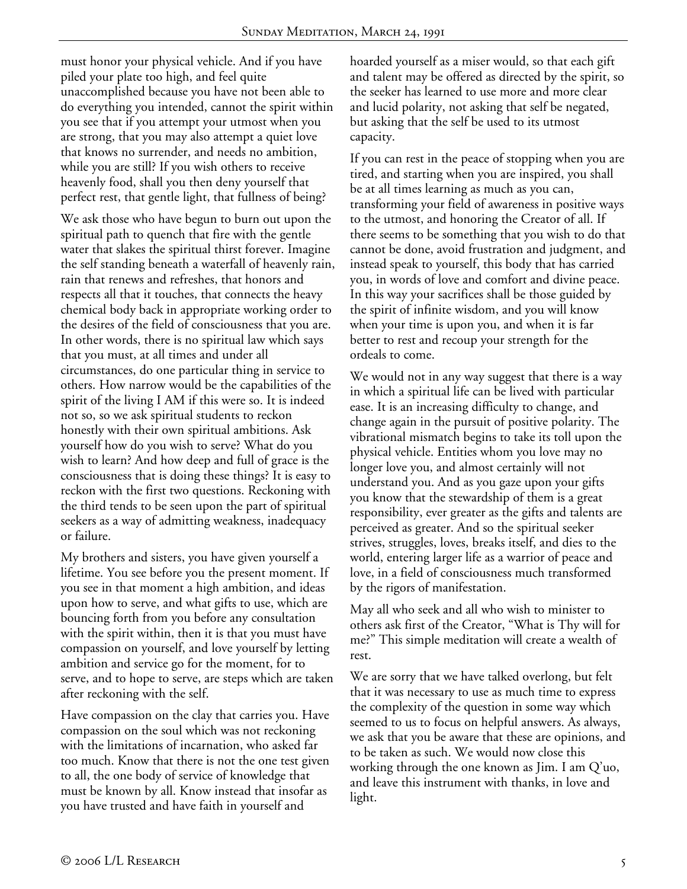must honor your physical vehicle. And if you have piled your plate too high, and feel quite unaccomplished because you have not been able to do everything you intended, cannot the spirit within you see that if you attempt your utmost when you are strong, that you may also attempt a quiet love that knows no surrender, and needs no ambition, while you are still? If you wish others to receive heavenly food, shall you then deny yourself that perfect rest, that gentle light, that fullness of being?

We ask those who have begun to burn out upon the spiritual path to quench that fire with the gentle water that slakes the spiritual thirst forever. Imagine the self standing beneath a waterfall of heavenly rain, rain that renews and refreshes, that honors and respects all that it touches, that connects the heavy chemical body back in appropriate working order to the desires of the field of consciousness that you are. In other words, there is no spiritual law which says that you must, at all times and under all circumstances, do one particular thing in service to others. How narrow would be the capabilities of the spirit of the living I AM if this were so. It is indeed not so, so we ask spiritual students to reckon honestly with their own spiritual ambitions. Ask yourself how do you wish to serve? What do you wish to learn? And how deep and full of grace is the consciousness that is doing these things? It is easy to reckon with the first two questions. Reckoning with the third tends to be seen upon the part of spiritual seekers as a way of admitting weakness, inadequacy or failure.

My brothers and sisters, you have given yourself a lifetime. You see before you the present moment. If you see in that moment a high ambition, and ideas upon how to serve, and what gifts to use, which are bouncing forth from you before any consultation with the spirit within, then it is that you must have compassion on yourself, and love yourself by letting ambition and service go for the moment, for to serve, and to hope to serve, are steps which are taken after reckoning with the self.

Have compassion on the clay that carries you. Have compassion on the soul which was not reckoning with the limitations of incarnation, who asked far too much. Know that there is not the one test given to all, the one body of service of knowledge that must be known by all. Know instead that insofar as you have trusted and have faith in yourself and hoarded yourself as a miser would, so that each gift and talent may be offered as directed by the spirit, so the seeker has learned to use more and more clear and lucid polarity, not asking that self be negated, but asking that the self be used to its utmost capacity.

If you can rest in the peace of stopping when you are tired, and starting when you are inspired, you shall be at all times learning as much as you can, transforming your field of awareness in positive ways to the utmost, and honoring the Creator of all. If there seems to be something that you wish to do that cannot be done, avoid frustration and judgment, and instead speak to yourself, this body that has carried you, in words of love and comfort and divine peace. In this way your sacrifices shall be those guided by the spirit of infinite wisdom, and you will know when your time is upon you, and when it is far better to rest and recoup your strength for the ordeals to come.

We would not in any way suggest that there is a way in which a spiritual life can be lived with particular ease. It is an increasing difficulty to change, and change again in the pursuit of positive polarity. The vibrational mismatch begins to take its toll upon the physical vehicle. Entities whom you love may no longer love you, and almost certainly will not understand you. And as you gaze upon your gifts you know that the stewardship of them is a great responsibility, ever greater as the gifts and talents are perceived as greater. And so the spiritual seeker strives, struggles, loves, breaks itself, and dies to the world, entering larger life as a warrior of peace and love, in a field of consciousness much transformed by the rigors of manifestation.

May all who seek and all who wish to minister to others ask first of the Creator, "What is Thy will for me?" This simple meditation will create a wealth of rest.

We are sorry that we have talked overlong, but felt that it was necessary to use as much time to express the complexity of the question in some way which seemed to us to focus on helpful answers. As always, we ask that you be aware that these are opinions, and to be taken as such. We would now close this working through the one known as Jim. I am Q'uo, and leave this instrument with thanks, in love and light.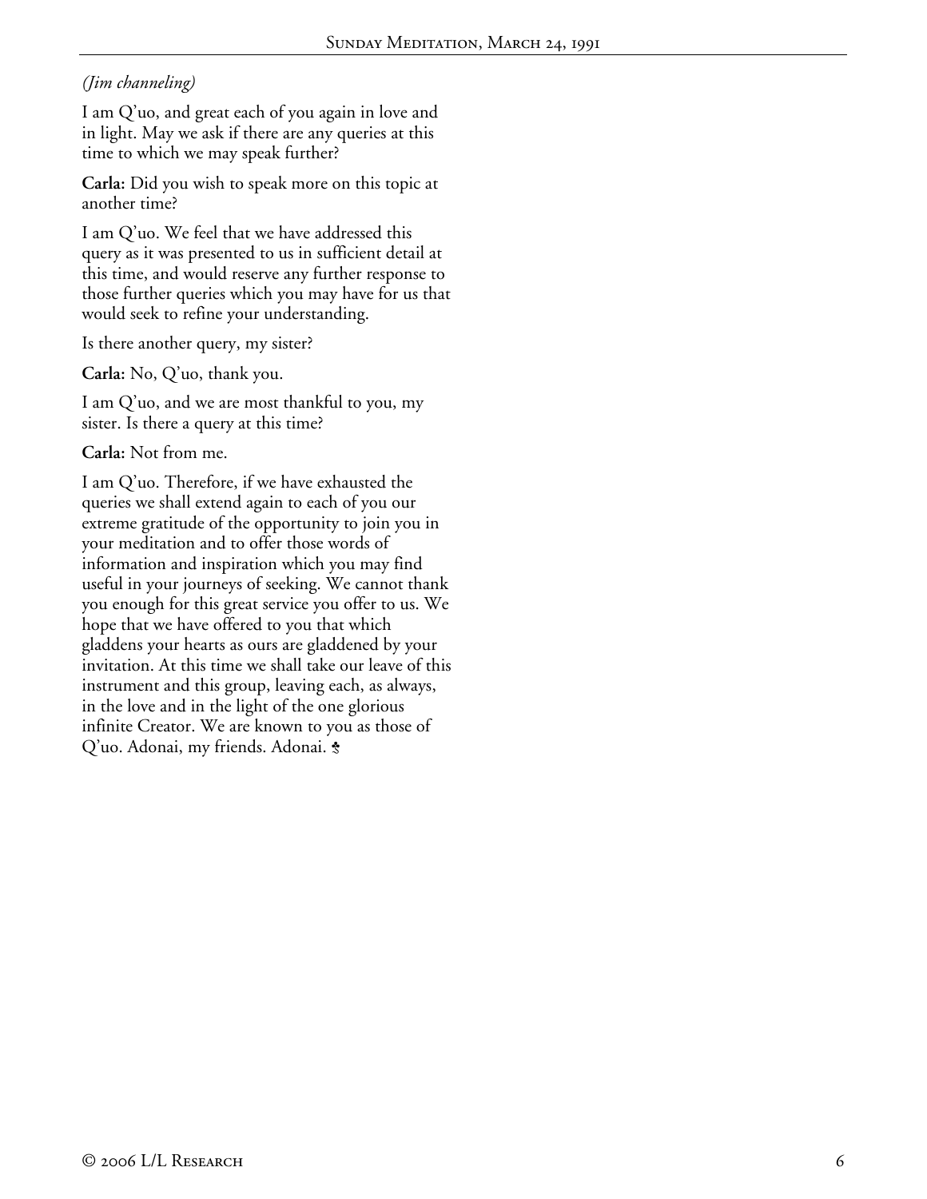*(Jim channeling)*

I am Q'uo, and great each of you again in love and in light. May we ask if there are any queries at this time to which we may speak further?

**Carla:** Did you wish to speak more on this topic at another time?

I am Q'uo. We feel that we have addressed this query as it was presented to us in sufficient detail at this time, and would reserve any further response to those further queries which you may have for us that would seek to refine your understanding.

Is there another query, my sister?

**Carla:** No, Q'uo, thank you.

I am Q'uo, and we are most thankful to you, my sister. Is there a query at this time?

**Carla:** Not from me.

I am Q'uo. Therefore, if we have exhausted the queries we shall extend again to each of you our extreme gratitude of the opportunity to join you in your meditation and to offer those words of information and inspiration which you may find useful in your journeys of seeking. We cannot thank you enough for this great service you offer to us. We hope that we have offered to you that which gladdens your hearts as ours are gladdened by your invitation. At this time we shall take our leave of this instrument and this group, leaving each, as always, in the love and in the light of the one glorious infinite Creator. We are known to you as those of Q'uo. Adonai, my friends. Adonai.